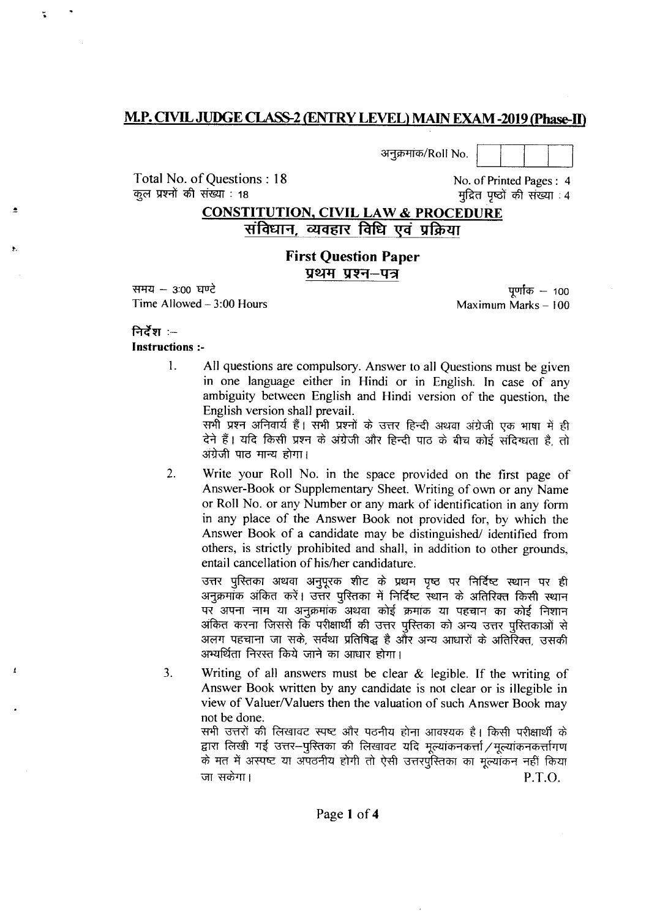# M.P. CIVIL JUDGE CLASS-2 (ENTRY LEVEL) MAIN EXAM -2019 (Phase-II)

अनुक्रमांक/Roll No. | | | | |

Total No. of Questions : 18
कुल प्रश्नों की संख्या : 18

No. of Printed Pages : 4
मुद्रित पृष्ठों की संख्या : 4

## CONSTITUTION, CIVIL LAW & PROCEDURE
## संविधान, व्यवहार विधि एवं प्रक्रिया

### First Question Paper
### प्रथम प्रश्न–पत्र

समय – 3:00 घण्टे
Time Allowed – 3:00 Hours

पूर्णांक – 100
Maximum Marks – 100

**निर्देश :–**
**Instructions :-**

1. All questions are compulsory. Answer to all Questions must be given in one language either in Hindi or in English. In case of any ambiguity between English and Hindi version of the question, the English version shall prevail.
   सभी प्रश्न अनिवार्य हैं। सभी प्रश्नों के उत्तर हिन्दी अथवा अंग्रेजी एक भाषा में ही देने हैं। यदि किसी प्रश्न के अंग्रेजी और हिन्दी पाठ के बीच कोई संदिग्धता है, तो अंग्रेजी पाठ मान्य होगा।

2. Write your Roll No. in the space provided on the first page of Answer-Book or Supplementary Sheet. Writing of own or any Name or Roll No. or any Number or any mark of identification in any form in any place of the Answer Book not provided for, by which the Answer Book of a candidate may be distinguished/ identified from others, is strictly prohibited and shall, in addition to other grounds, entail cancellation of his/her candidature.
   उत्तर पुस्तिका अथवा अनुपूरक शीट के प्रथम पृष्ठ पर निर्दिष्ट स्थान पर ही अनुक्रमांक अंकित करें। उत्तर पुस्तिका में निर्दिष्ट स्थान के अतिरिक्त किसी स्थान पर अपना नाम या अनुक्रमांक अथवा कोई क्रमांक या पहचान का कोई निशान अंकित करना जिससे कि परीक्षार्थी की उत्तर पुस्तिका को अन्य उत्तर पुस्तिकाओं से अलग पहचाना जा सके, सर्वथा प्रतिषिद्ध है और अन्य आधारों के अतिरिक्त, उसकी अभ्यर्थिता निरस्त किये जाने का आधार होगा।

3. Writing of all answers must be clear & legible. If the writing of Answer Book written by any candidate is not clear or is illegible in view of Valuer/Valuers then the valuation of such Answer Book may not be done.
   सभी उत्तरों की लिखावट स्पष्ट और पठनीय होना आवश्यक है। किसी परीक्षार्थी के द्वारा लिखी गई उत्तर–पुस्तिका की लिखावट यदि मूल्यांकनकर्त्ता/मूल्यांकनकर्त्तागण के मत में अस्पष्ट या अपठनीय होगी तो ऐसी उत्तरपुस्तिका का मूल्यांकन नहीं किया जा सकेगा।

P.T.O.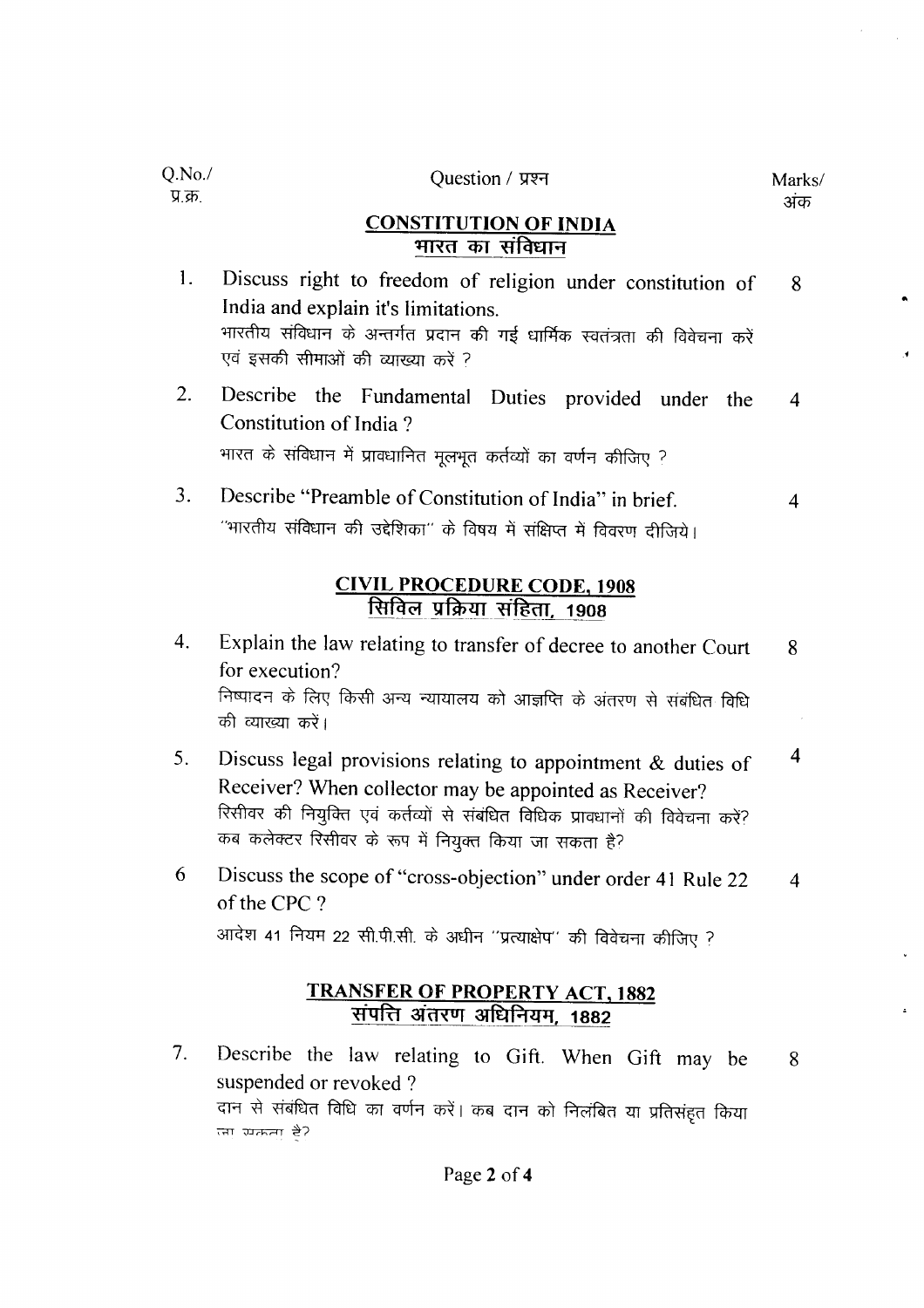| Q.No./ प्र.क्र. | Question / प्रश्न | Marks/ अंक |
|---|---|---|
| | **CONSTITUTION OF INDIA**<br>**भारत का संविधान** | |
| 1. | Discuss right to freedom of religion under constitution of India and explain it's limitations.<br>भारतीय संविधान के अन्तर्गत प्रदान की गई धार्मिक स्वतंत्रता की विवेचना करें एवं इसकी सीमाओं की व्याख्या करें ? | 8 |
| 2. | Describe the Fundamental Duties provided under the Constitution of India ?<br>भारत के संविधान में प्रावधानित मूलभूत कर्तव्यों का वर्णन कीजिए ? | 4 |
| 3. | Describe "Preamble of Constitution of India" in brief.<br>"भारतीय संविधान की उद्देशिका" के विषय में संक्षिप्त में विवरण दीजिये। | 4 |
| | **CIVIL PROCEDURE CODE, 1908**<br>**सिविल प्रक्रिया संहिता, 1908** | |
| 4. | Explain the law relating to transfer of decree to another Court for execution?<br>निष्पादन के लिए किसी अन्य न्यायालय को आज्ञप्ति के अंतरण से संबंधित विधि की व्याख्या करें। | 8 |
| 5. | Discuss legal provisions relating to appointment & duties of Receiver? When collector may be appointed as Receiver?<br>रिसीवर की नियुक्ति एवं कर्तव्यों से संबंधित विधिक प्रावधानों की विवेचना करें? कब कलेक्टर रिसीवर के रूप में नियुक्त किया जा सकता है? | 4 |
| 6 | Discuss the scope of "cross-objection" under order 41 Rule 22 of the CPC ?<br>आदेश 41 नियम 22 सी.पी.सी. के अधीन "प्रत्याक्षेप" की विवेचना कीजिए ? | 4 |
| | **TRANSFER OF PROPERTY ACT, 1882**<br>**संपत्ति अंतरण अधिनियम, 1882** | |
| 7. | Describe the law relating to Gift. When Gift may be suspended or revoked ?<br>दान से संबंधित विधि का वर्णन करें। कब दान को निलंबित या प्रतिसंहृत किया जा सकता है? | 8 |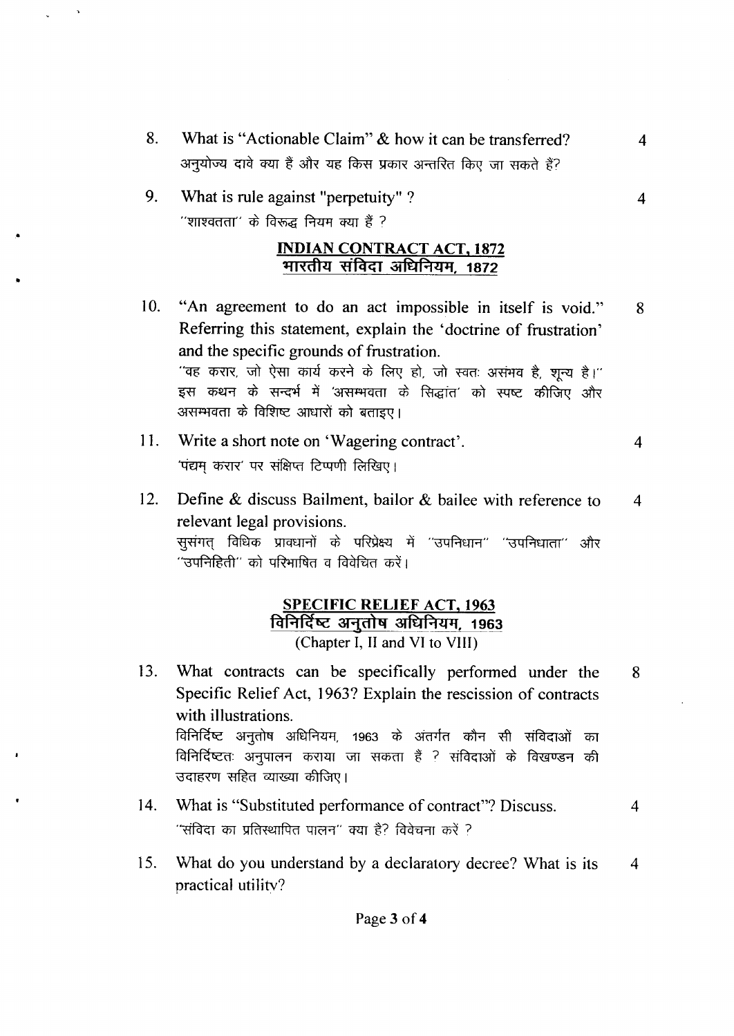8. What is "Actionable Claim" & how it can be transferred? 4

   अनुयोज्य दावे क्या हैं और यह किस प्रकार अन्तरित किए जा सकते हैं?

9. What is rule against "perpetuity" ? 4

   "शाश्वतता" के विरूद्ध नियम क्या हैं ?

## INDIAN CONTRACT ACT, 1872
## भारतीय संविदा अधिनियम, 1872

10. "An agreement to do an act impossible in itself is void." Referring this statement, explain the 'doctrine of frustration' and the specific grounds of frustration. 8

    "वह करार, जो ऐसा कार्य करने के लिए हो, जो स्वतः असंभव है, शून्य है।" इस कथन के सन्दर्भ में 'असम्भवता के सिद्धांत' को स्पष्ट कीजिए और असम्भवता के विशिष्ट आधारों को बताइए।

11. Write a short note on 'Wagering contract'. 4

    'पंद्यम् करार' पर संक्षिप्त टिप्पणी लिखिए।

12. Define & discuss Bailment, bailor & bailee with reference to relevant legal provisions. 4

    सुसंगत् विधिक प्रावधानों के परिप्रेक्ष्य में "उपनिधान" "उपनिधाता" और "उपनिहिती" को परिभाषित व विवेचित करें।

## SPECIFIC RELIEF ACT, 1963
## विनिर्दिष्ट अनुतोष अधिनियम, 1963

(Chapter I, II and VI to VIII)

13. What contracts can be specifically performed under the Specific Relief Act, 1963? Explain the rescission of contracts with illustrations. 8

    विनिर्दिष्ट अनुतोष अधिनियम, 1963 के अंतर्गत कौन सी संविदाओं का विनिर्दिष्टतः अनुपालन कराया जा सकता हैं ? संविदाओं के विखण्डन की उदाहरण सहित व्याख्या कीजिए।

14. What is "Substituted performance of contract"? Discuss. 4

    "संविदा का प्रतिस्थापित पालन" क्या है? विवेचना करें ?

15. What do you understand by a declaratory decree? What is its practical utility? 4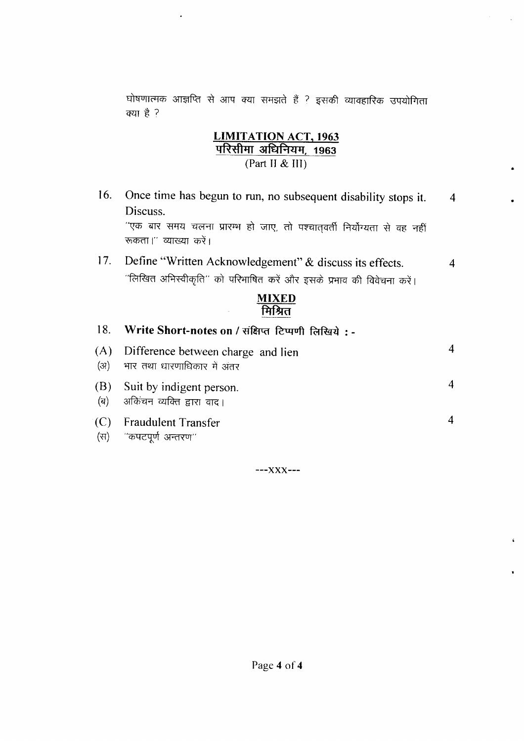घोषणात्मक आज्ञप्ति से आप क्या समझते हैं ? इसकी व्यावहारिक उपयोगिता क्या है ?

## LIMITATION ACT, 1963
## परिसीमा अधिनियम, 1963
(Part II & III)

16. Once time has begun to run, no subsequent disability stops it. Discuss. — 4

"एक बार समय चलना प्रारम्भ हो जाए, तो पश्चात्‌वर्ती निर्योग्यता से वह नहीं रूकता।" व्याख्या करें।

17. Define "Written Acknowledgement" & discuss its effects. — 4

"लिखित अभिस्वीकृति" को परिभाषित करें और इसके प्रभाव की विवेचना करें।

## MIXED
## मिश्रित

18. **Write Short-notes on / संक्षिप्त टिप्पणी लिखिये : -**

(A) Difference between charge and lien — 4
(अ) भार तथा धारणाधिकार में अंतर

(B) Suit by indigent person. — 4
(ब) अकिंचन व्यक्ति द्वारा वाद।

(C) Fraudulent Transfer — 4
(स) "कपटपूर्ण अन्तरण"

---xxx---